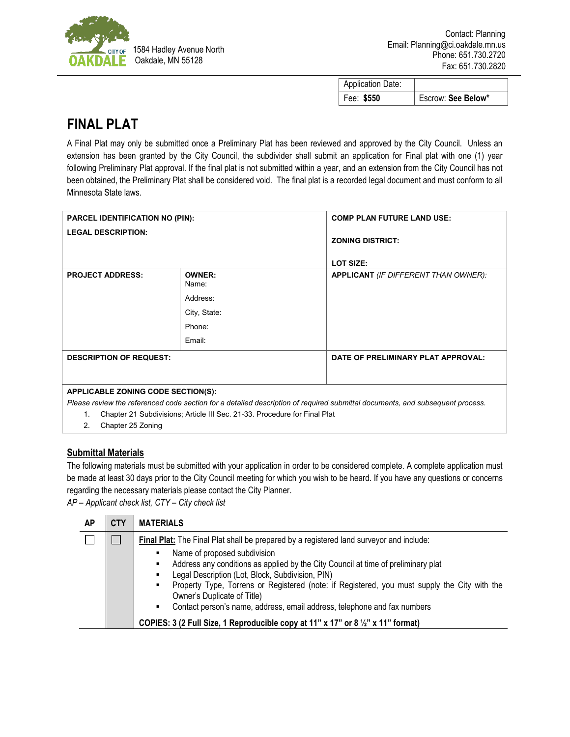CITY OF OAKDALE

1584 Hadley Avenue North
Oakdale, MN 55128

Contact: Planning
Email: Planning@ci.oakdale.mn.us
Phone: 651.730.2720
Fax: 651.730.2820

| Application Date: | |
|---|---|
| Fee: **$550** | Escrow: **See Below*** |

# FINAL PLAT

A Final Plat may only be submitted once a Preliminary Plat has been reviewed and approved by the City Council. Unless an extension has been granted by the City Council, the subdivider shall submit an application for Final plat with one (1) year following Preliminary Plat approval. If the final plat is not submitted within a year, and an extension from the City Council has not been obtained, the Preliminary Plat shall be considered void. The final plat is a recorded legal document and must conform to all Minnesota State laws.

| | | |
|---|---|---|
| **PARCEL IDENTIFICATION NO (PIN):**<br>**LEGAL DESCRIPTION:** | | **COMP PLAN FUTURE LAND USE:**<br>**ZONING DISTRICT:**<br>**LOT SIZE:** |
| **PROJECT ADDRESS:** | **OWNER:**<br>Name:<br>Address:<br>City, State:<br>Phone:<br>Email: | **APPLICANT** *(IF DIFFERENT THAN OWNER):* |
| **DESCRIPTION OF REQUEST:** | | **DATE OF PRELIMINARY PLAT APPROVAL:** |

**APPLICABLE ZONING CODE SECTION(S):**

*Please review the referenced code section for a detailed description of required submittal documents, and subsequent process.*

1. Chapter 21 Subdivisions; Article III Sec. 21-33. Procedure for Final Plat
2. Chapter 25 Zoning

## Submittal Materials

The following materials must be submitted with your application in order to be considered complete. A complete application must be made at least 30 days prior to the City Council meeting for which you wish to be heard. If you have any questions or concerns regarding the necessary materials please contact the City Planner.

*AP – Applicant check list, CTY – City check list*

| AP | CTY | MATERIALS |
|---|---|---|
| ☐ | ☐ | **Final Plat:** The Final Plat shall be prepared by a registered land surveyor and include:<br>▪ Name of proposed subdivision<br>▪ Address any conditions as applied by the City Council at time of preliminary plat<br>▪ Legal Description (Lot, Block, Subdivision, PIN)<br>▪ Property Type, Torrens or Registered (note: if Registered, you must supply the City with the Owner's Duplicate of Title)<br>▪ Contact person's name, address, email address, telephone and fax numbers<br>**COPIES: 3 (2 Full Size, 1 Reproducible copy at 11" x 17" or 8 ½" x 11" format)** |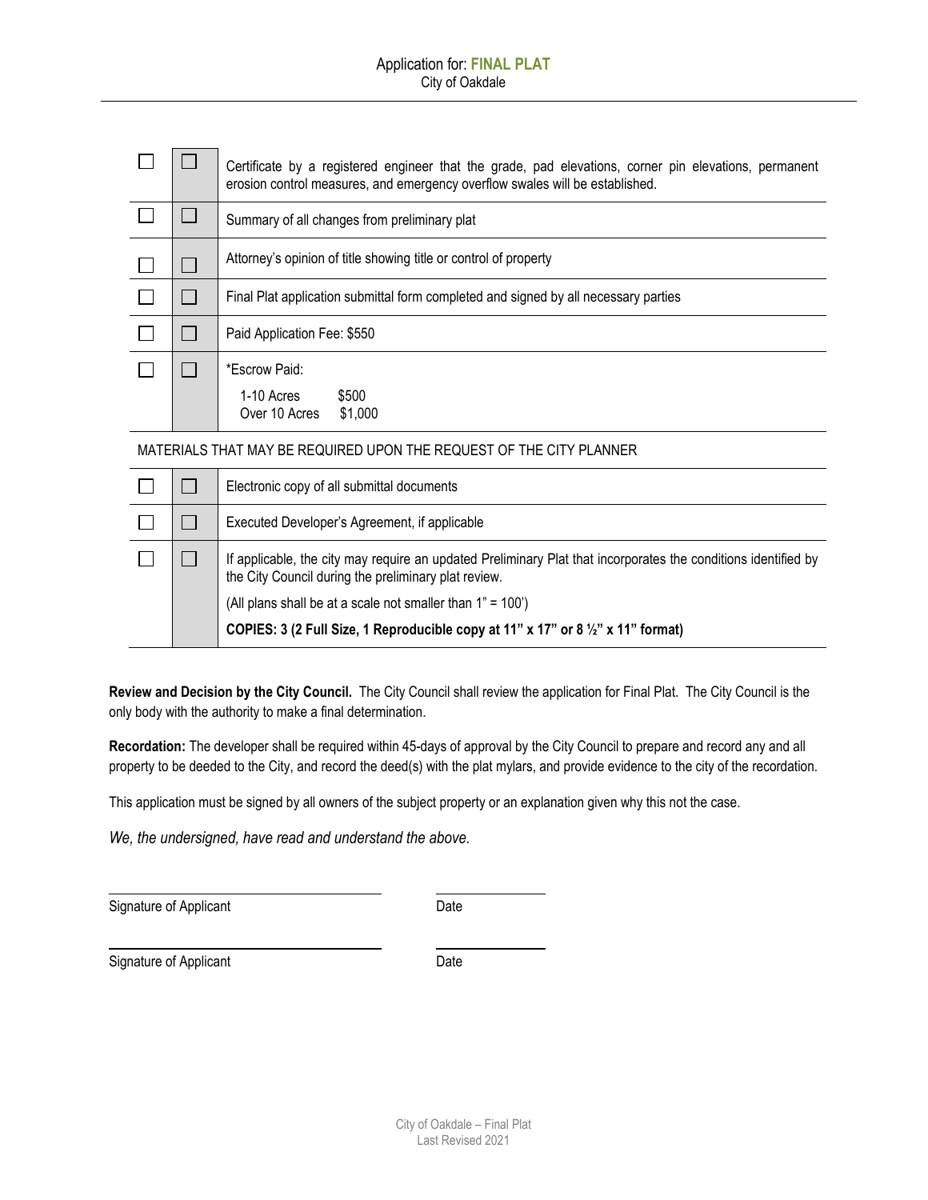| ☐ | ☐ | Certificate by a registered engineer that the grade, pad elevations, corner pin elevations, permanent erosion control measures, and emergency overflow swales will be established. |
|---|---|---|
| ☐ | ☐ | Summary of all changes from preliminary plat |
| ☐ | ☐ | Attorney's opinion of title showing title or control of property |
| ☐ | ☐ | Final Plat application submittal form completed and signed by all necessary parties |
| ☐ | ☐ | Paid Application Fee: $550 |
| ☐ | ☐ | *Escrow Paid:<br>1-10 Acres $500<br>Over 10 Acres $1,000 |

MATERIALS THAT MAY BE REQUIRED UPON THE REQUEST OF THE CITY PLANNER

| ☐ | ☐ | Electronic copy of all submittal documents |
|---|---|---|
| ☐ | ☐ | Executed Developer's Agreement, if applicable |
| ☐ | ☐ | If applicable, the city may require an updated Preliminary Plat that incorporates the conditions identified by the City Council during the preliminary plat review.<br>(All plans shall be at a scale not smaller than 1" = 100')<br>**COPIES: 3 (2 Full Size, 1 Reproducible copy at 11" x 17" or 8 ½" x 11" format)** |

**Review and Decision by the City Council.** The City Council shall review the application for Final Plat. The City Council is the only body with the authority to make a final determination.

**Recordation:** The developer shall be required within 45-days of approval by the City Council to prepare and record any and all property to be deeded to the City, and record the deed(s) with the plat mylars, and provide evidence to the city of the recordation.

This application must be signed by all owners of the subject property or an explanation given why this not the case.

*We, the undersigned, have read and understand the above.*

______________________________ ______________

Signature of Applicant Date

______________________________ ______________

Signature of Applicant Date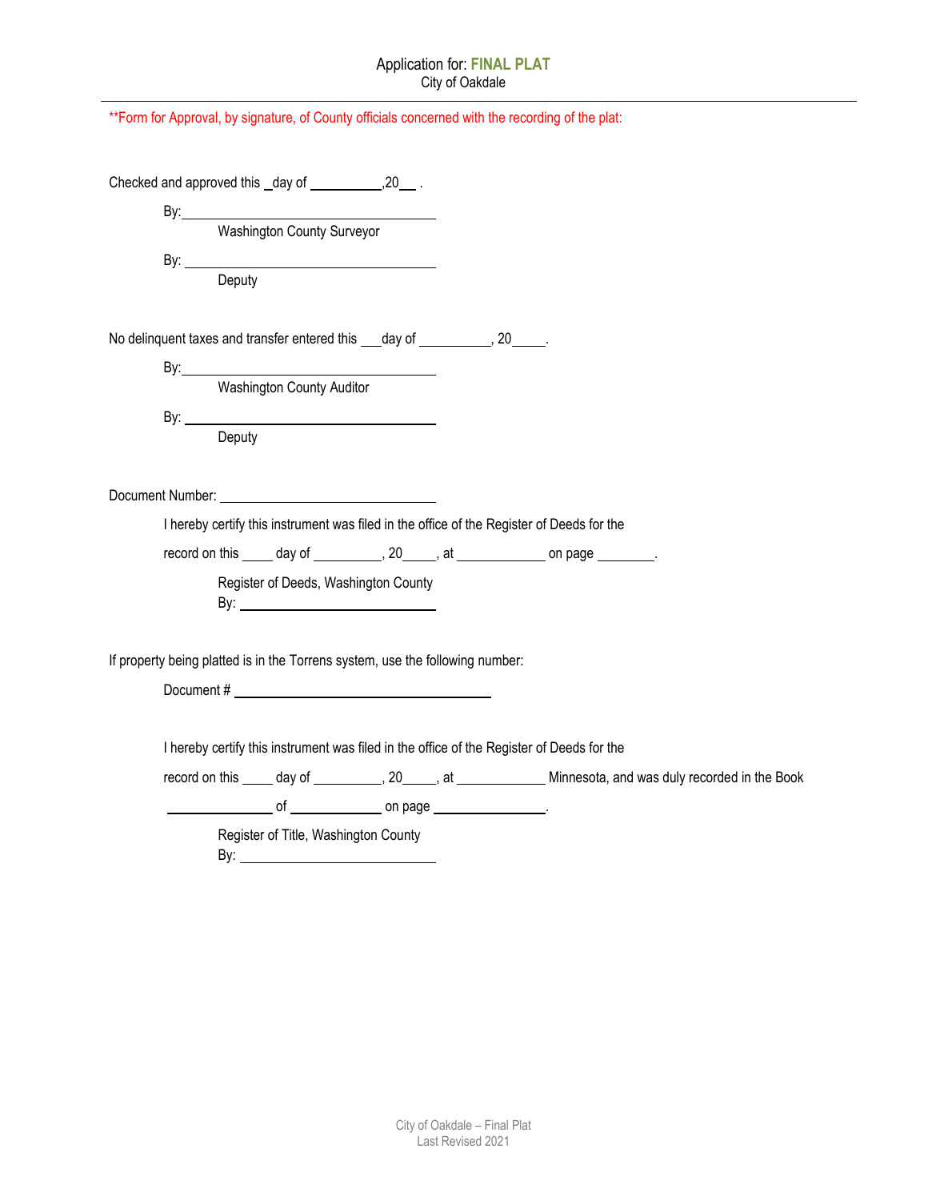Application for: **FINAL PLAT**
City of Oakdale

---

**Form for Approval, by signature, of County officials concerned with the recording of the plat:

Checked and approved this _ day of __________, 20__ .

By: ____________________________________
Washington County Surveyor

By: ____________________________________
Deputy

No delinquent taxes and transfer entered this ___ day of __________, 20_____.

By: ____________________________________
Washington County Auditor

By: ____________________________________
Deputy

Document Number: ______________________________

I hereby certify this instrument was filed in the office of the Register of Deeds for the record on this ____ day of __________, 20_____, at ____________ on page ________.

Register of Deeds, Washington County
By: ____________________________

If property being platted is in the Torrens system, use the following number:

Document # ____________________________________

I hereby certify this instrument was filed in the office of the Register of Deeds for the record on this ____ day of __________, 20_____, at ____________ Minnesota, and was duly recorded in the Book ______________ of ____________ on page ______________.

Register of Title, Washington County
By: ____________________________